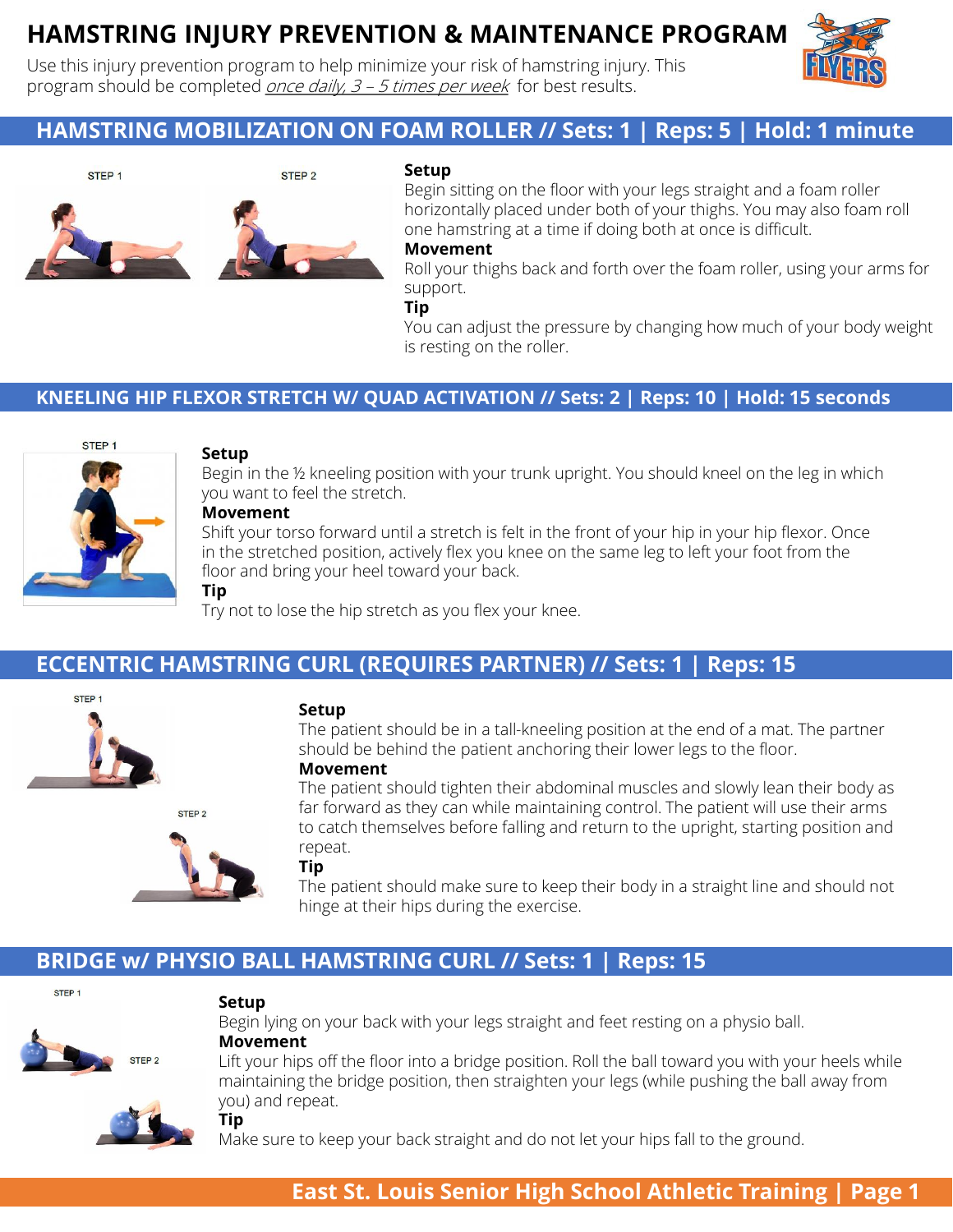# HAMSTRING INJURY PREVENTION & MAINTENANCE PROGRAM

Use this injury prevention program to help minimize your risk of hamstring injury. This program should be completed *once daily, 3 – 5 times per week* for best results.

## HAMSTRING MOBILIZATION ON FOAM ROLLER // Sets: 1 | Reps: 5 | Hold: 1 minute

STEP 1

STEP 2

**Setup**
Begin sitting on the floor with your legs straight and a foam roller horizontally placed under both of your thighs. You may also foam roll one hamstring at a time if doing both at once is difficult.

**Movement**
Roll your thighs back and forth over the foam roller, using your arms for support.

**Tip**
You can adjust the pressure by changing how much of your body weight is resting on the roller.

## KNEELING HIP FLEXOR STRETCH W/ QUAD ACTIVATION // Sets: 2 | Reps: 10 | Hold: 15 seconds

STEP 1

**Setup**
Begin in the ½ kneeling position with your trunk upright. You should kneel on the leg in which you want to feel the stretch.

**Movement**
Shift your torso forward until a stretch is felt in the front of your hip in your hip flexor. Once in the stretched position, actively flex you knee on the same leg to left your foot from the floor and bring your heel toward your back.

**Tip**
Try not to lose the hip stretch as you flex your knee.

## ECCENTRIC HAMSTRING CURL (REQUIRES PARTNER) // Sets: 1 | Reps: 15

STEP 1

STEP 2

**Setup**
The patient should be in a tall-kneeling position at the end of a mat. The partner should be behind the patient anchoring their lower legs to the floor.

**Movement**
The patient should tighten their abdominal muscles and slowly lean their body as far forward as they can while maintaining control. The patient will use their arms to catch themselves before falling and return to the upright, starting position and repeat.

**Tip**
The patient should make sure to keep their body in a straight line and should not hinge at their hips during the exercise.

## BRIDGE w/ PHYSIO BALL HAMSTRING CURL // Sets: 1 | Reps: 15

STEP 1

STEP 2

**Setup**
Begin lying on your back with your legs straight and feet resting on a physio ball.

**Movement**
Lift your hips off the floor into a bridge position. Roll the ball toward you with your heels while maintaining the bridge position, then straighten your legs (while pushing the ball away from you) and repeat.

**Tip**
Make sure to keep your back straight and do not let your hips fall to the ground.

**East St. Louis Senior High School Athletic Training**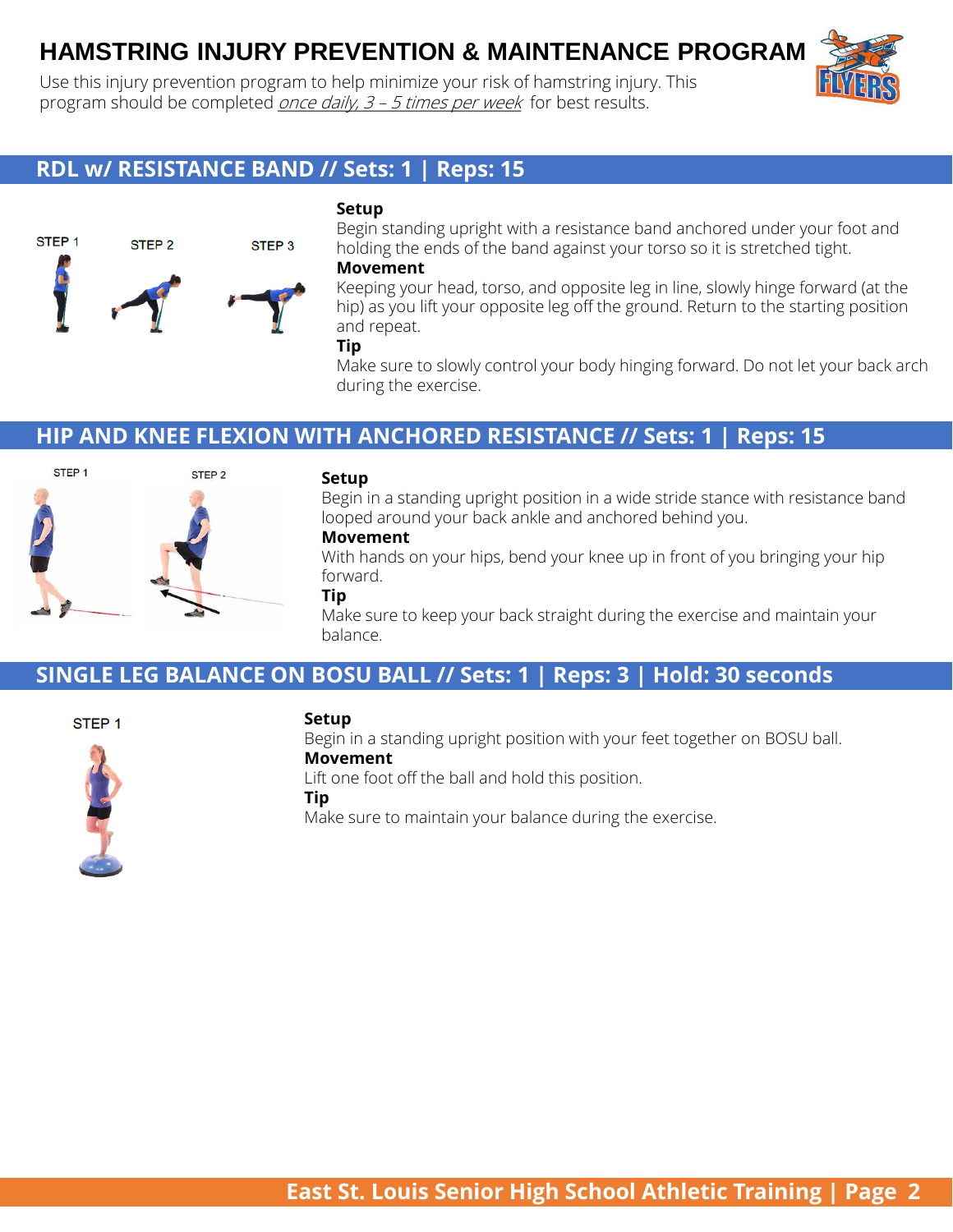# HAMSTRING INJURY PREVENTION & MAINTENANCE PROGRAM

Use this injury prevention program to help minimize your risk of hamstring injury. This program should be completed *once daily, 3 – 5 times per week* for best results.

## RDL w/ RESISTANCE BAND // Sets: 1 | Reps: 15

STEP 1

STEP 2

STEP 3

**Setup**

Begin standing upright with a resistance band anchored under your foot and holding the ends of the band against your torso so it is stretched tight.

**Movement**

Keeping your head, torso, and opposite leg in line, slowly hinge forward (at the hip) as you lift your opposite leg off the ground. Return to the starting position and repeat.

**Tip**

Make sure to slowly control your body hinging forward. Do not let your back arch during the exercise.

## HIP AND KNEE FLEXION WITH ANCHORED RESISTANCE // Sets: 1 | Reps: 15

STEP 1

STEP 2

**Setup**

Begin in a standing upright position in a wide stride stance with resistance band looped around your back ankle and anchored behind you.

**Movement**

With hands on your hips, bend your knee up in front of you bringing your hip forward.

**Tip**

Make sure to keep your back straight during the exercise and maintain your balance.

## SINGLE LEG BALANCE ON BOSU BALL // Sets: 1 | Reps: 3 | Hold: 30 seconds

STEP 1

**Setup**

Begin in a standing upright position with your feet together on BOSU ball.

**Movement**

Lift one foot off the ball and hold this position.

**Tip**

Make sure to maintain your balance during the exercise.